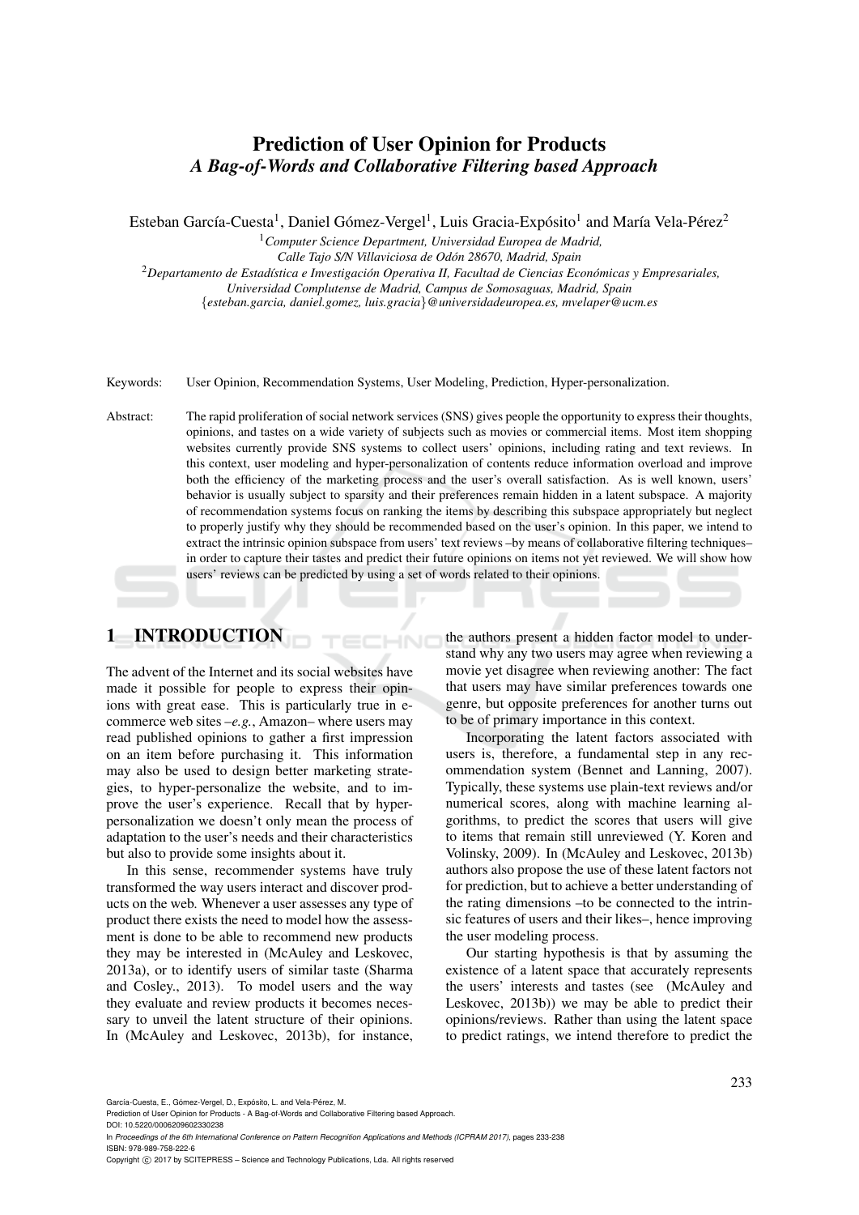# Prediction of User Opinion for Products

## *A Bag-of-Words and Collaborative Filtering based Approach*

Esteban García-Cuesta[1], Daniel Gómez-Vergel[1], Luis Gracia-Expósito[1] and María Vela-Pérez[2]

[1]*Computer Science Department, Universidad Europea de Madrid, Calle Tajo S/N Villaviciosa de Odón 28670, Madrid, Spain*

[2]*Departamento de Estadística e Investigación Operativa II, Facultad de Ciencias Económicas y Empresariales, Universidad Complutense de Madrid, Campus de Somosaguas, Madrid, Spain*

{*esteban.garcia, daniel.gomez, luis.gracia*}*@universidadeuropea.es, mvelaper@ucm.es*

Keywords: User Opinion, Recommendation Systems, User Modeling, Prediction, Hyper-personalization.

Abstract: The rapid proliferation of social network services (SNS) gives people the opportunity to express their thoughts, opinions, and tastes on a wide variety of subjects such as movies or commercial items. Most item shopping websites currently provide SNS systems to collect users' opinions, including rating and text reviews. In this context, user modeling and hyper-personalization of contents reduce information overload and improve both the efficiency of the marketing process and the user's overall satisfaction. As is well known, users' behavior is usually subject to sparsity and their preferences remain hidden in a latent subspace. A majority of recommendation systems focus on ranking the items by describing this subspace appropriately but neglect to properly justify why they should be recommended based on the user's opinion. In this paper, we intend to extract the intrinsic opinion subspace from users' text reviews –by means of collaborative filtering techniques– in order to capture their tastes and predict their future opinions on items not yet reviewed. We will show how users' reviews can be predicted by using a set of words related to their opinions.

## 1 INTRODUCTION

The advent of the Internet and its social websites have made it possible for people to express their opinions with great ease. This is particularly true in e-commerce web sites –*e.g.*, Amazon– where users may read published opinions to gather a first impression on an item before purchasing it. This information may also be used to design better marketing strategies, to hyper-personalize the website, and to improve the user's experience. Recall that by hyper-personalization we doesn't only mean the process of adaptation to the user's needs and their characteristics but also to provide some insights about it.

In this sense, recommender systems have truly transformed the way users interact and discover products on the web. Whenever a user assesses any type of product there exists the need to model how the assessment is done to be able to recommend new products they may be interested in (McAuley and Leskovec, 2013a), or to identify users of similar taste (Sharma and Cosley., 2013). To model users and the way they evaluate and review products it becomes necessary to unveil the latent structure of their opinions. In (McAuley and Leskovec, 2013b), for instance, the authors present a hidden factor model to understand why any two users may agree when reviewing a movie yet disagree when reviewing another: The fact that users may have similar preferences towards one genre, but opposite preferences for another turns out to be of primary importance in this context.

Incorporating the latent factors associated with users is, therefore, a fundamental step in any recommendation system (Bennet and Lanning, 2007). Typically, these systems use plain-text reviews and/or numerical scores, along with machine learning algorithms, to predict the scores that users will give to items that remain still unreviewed (Y. Koren and Volinsky, 2009). In (McAuley and Leskovec, 2013b) authors also propose the use of these latent factors not for prediction, but to achieve a better understanding of the rating dimensions –to be connected to the intrinsic features of users and their likes–, hence improving the user modeling process.

Our starting hypothesis is that by assuming the existence of a latent space that accurately represents the users' interests and tastes (see (McAuley and Leskovec, 2013b)) we may be able to predict their opinions/reviews. Rather than using the latent space to predict ratings, we intend therefore to predict the

García-Cuesta, E., Gómez-Vergel, D., Expósito, L. and Vela-Pérez, M.
Prediction of User Opinion for Products - A Bag-of-Words and Collaborative Filtering based Approach.
DOI: 10.5220/0006209602330238
In *Proceedings of the 6th International Conference on Pattern Recognition Applications and Methods (ICPRAM 2017)*, pages 233-238
ISBN: 978-989-758-222-6
Copyright © 2017 by SCITEPRESS – Science and Technology Publications, Lda. All rights reserved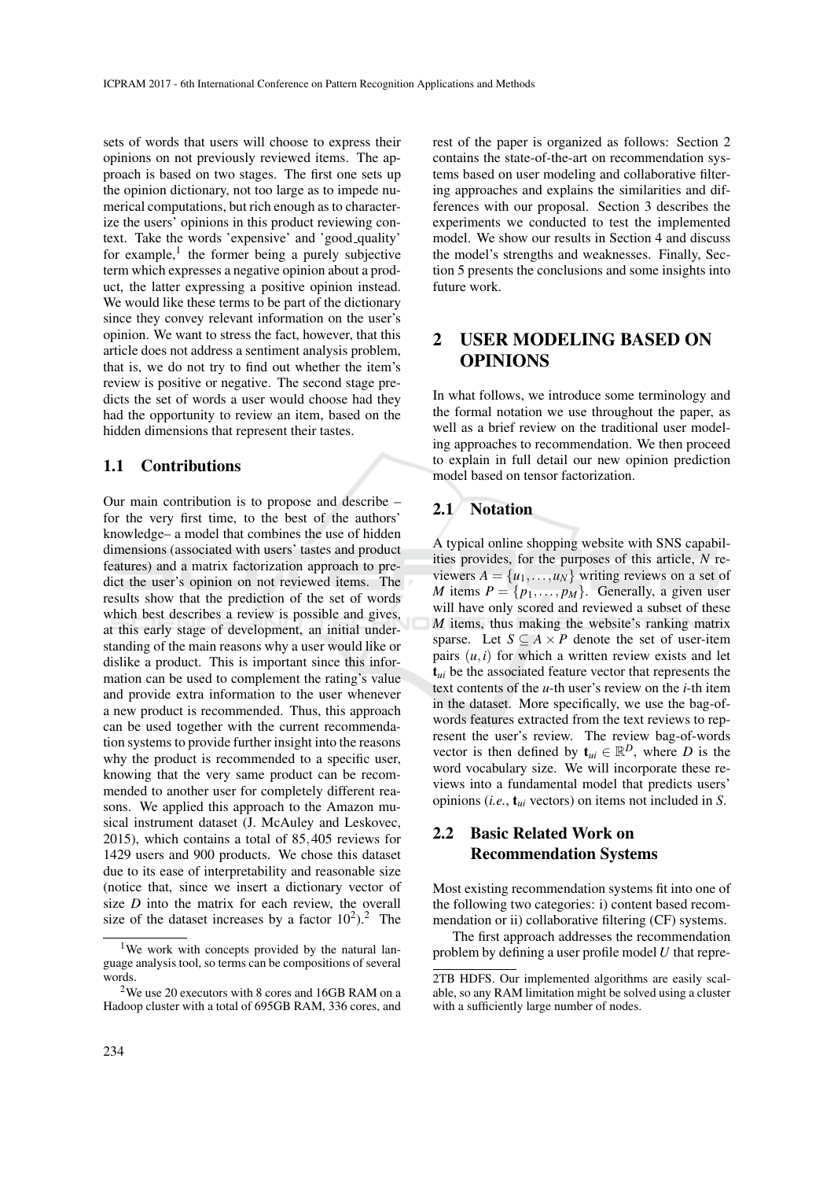sets of words that users will choose to express their opinions on not previously reviewed items. The approach is based on two stages. The first one sets up the opinion dictionary, not too large as to impede numerical computations, but rich enough as to characterize the users' opinions in this product reviewing context. Take the words 'expensive' and 'good_quality' for example,[1] the former being a purely subjective term which expresses a negative opinion about a product, the latter expressing a positive opinion instead. We would like these terms to be part of the dictionary since they convey relevant information on the user's opinion. We want to stress the fact, however, that this article does not address a sentiment analysis problem, that is, we do not try to find out whether the item's review is positive or negative. The second stage predicts the set of words a user would choose had they had the opportunity to review an item, based on the hidden dimensions that represent their tastes.

### 1.1 Contributions

Our main contribution is to propose and describe – for the very first time, to the best of the authors' knowledge– a model that combines the use of hidden dimensions (associated with users' tastes and product features) and a matrix factorization approach to predict the user's opinion on not reviewed items. The results show that the prediction of the set of words which best describes a review is possible and gives, at this early stage of development, an initial understanding of the main reasons why a user would like or dislike a product. This is important since this information can be used to complement the rating's value and provide extra information to the user whenever a new product is recommended. Thus, this approach can be used together with the current recommendation systems to provide further insight into the reasons why the product is recommended to a specific user, knowing that the very same product can be recommended to another user for completely different reasons. We applied this approach to the Amazon musical instrument dataset (J. McAuley and Leskovec, 2015), which contains a total of 85,405 reviews for 1429 users and 900 products. We chose this dataset due to its ease of interpretability and reasonable size (notice that, since we insert a dictionary vector of size $D$ into the matrix for each review, the overall size of the dataset increases by a factor $10^2$).[2] The rest of the paper is organized as follows: Section 2 contains the state-of-the-art on recommendation systems based on user modeling and collaborative filtering approaches and explains the similarities and differences with our proposal. Section 3 describes the experiments we conducted to test the implemented model. We show our results in Section 4 and discuss the model's strengths and weaknesses. Finally, Section 5 presents the conclusions and some insights into future work.

## 2 USER MODELING BASED ON OPINIONS

In what follows, we introduce some terminology and the formal notation we use throughout the paper, as well as a brief review on the traditional user modeling approaches to recommendation. We then proceed to explain in full detail our new opinion prediction model based on tensor factorization.

### 2.1 Notation

A typical online shopping website with SNS capabilities provides, for the purposes of this article, $N$ reviewers $A = \{u_1, \ldots, u_N\}$ writing reviews on a set of $M$ items $P = \{p_1, \ldots, p_M\}$. Generally, a given user will have only scored and reviewed a subset of these $M$ items, thus making the website's ranking matrix sparse. Let $S \subseteq A \times P$ denote the set of user-item pairs $(u,i)$ for which a written review exists and let $\mathbf{t}_{ui}$ be the associated feature vector that represents the text contents of the $u$-th user's review on the $i$-th item in the dataset. More specifically, we use the bag-of-words features extracted from the text reviews to represent the user's review. The review bag-of-words vector is then defined by $\mathbf{t}_{ui} \in \mathbb{R}^D$, where $D$ is the word vocabulary size. We will incorporate these reviews into a fundamental model that predicts users' opinions (*i.e.*, $\mathbf{t}_{ui}$ vectors) on items not included in $S$.

### 2.2 Basic Related Work on Recommendation Systems

Most existing recommendation systems fit into one of the following two categories: i) content based recommendation or ii) collaborative filtering (CF) systems.

The first approach addresses the recommendation problem by defining a user profile model $U$ that repre-

[1] We work with concepts provided by the natural language analysis tool, so terms can be compositions of several words.

[2] We use 20 executors with 8 cores and 16GB RAM on a Hadoop cluster with a total of 695GB RAM, 336 cores, and 2TB HDFS. Our implemented algorithms are easily scalable, so any RAM limitation might be solved using a cluster with a sufficiently large number of nodes.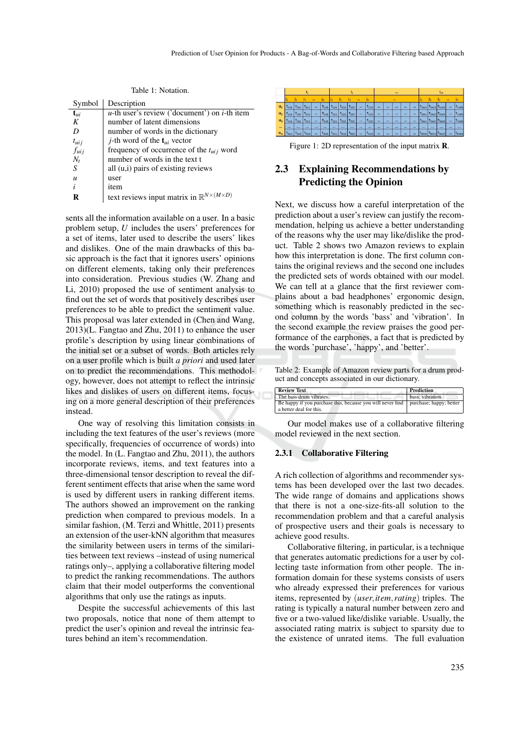Table 1: Notation.

| Symbol | Description |
|---|---|
| $\mathbf{t}_{ui}$ | $u$-th user's review ('document') on $i$-th item |
| $K$ | number of latent dimensions |
| $D$ | number of words in the dictionary |
| $t_{uij}$ | $j$-th word of the $\mathbf{t}_{ui}$ vector |
| $f_{uij}$ | frequency of occurrence of the $t_{uij}$ word |
| $N_t$ | number of words in the text t |
| $S$ | all (u,i) pairs of existing reviews |
| $u$ | user |
| $i$ | item |
| $\mathbf{R}$ | text reviews input matrix in $\mathbb{R}^{N \times (M \times D)}$ |

sents all the information available on a user. In a basic problem setup, $U$ includes the users' preferences for a set of items, later used to describe the users' likes and dislikes. One of the main drawbacks of this basic approach is the fact that it ignores users' opinions on different elements, taking only their preferences into consideration. Previous studies (W. Zhang and Li, 2010) proposed the use of sentiment analysis to find out the set of words that positively describes user preferences to be able to predict the sentiment value. This proposal was later extended in (Chen and Wang, 2013)(L. Fangtao and Zhu, 2011) to enhance the user profile's description by using linear combinations of the initial set or a subset of words. Both articles rely on a user profile which is built *a priori* and used later on to predict the recommendations. This methodology, however, does not attempt to reflect the intrinsic likes and dislikes of users on different items, focusing on a more general description of their preferences instead.

One way of resolving this limitation consists in including the text features of the user's reviews (more specifically, frequencies of occurrence of words) into the model. In (L. Fangtao and Zhu, 2011), the authors incorporate reviews, items, and text features into a three-dimensional tensor description to reveal the different sentiment effects that arise when the same word is used by different users in ranking different items. The authors showed an improvement on the ranking prediction when compared to previous models. In a similar fashion, (M. Terzi and Whittle, 2011) presents an extension of the user-kNN algorithm that measures the similarity between users in terms of the similarities between text reviews –instead of using numerical ratings only–, applying a collaborative filtering model to predict the ranking recommendations. The authors claim that their model outperforms the conventional algorithms that only use the ratings as inputs.

Despite the successful achievements of this last two proposals, notice that none of them attempt to predict the user's opinion and reveal the intrinsic features behind an item's recommendation.

| | $i_1$ | | | | | $i_2$ | | | | | ... | | | | | $i_M$ | | | | |
|---|---|---|---|---|---|---|---|---|---|---|---|---|---|---|---|---|---|---|---|---|
| | $j_1$ | $j_2$ | $j_3$ | ... | $j_D$ | $j_1$ | $j_2$ | $j_3$ | ... | $j_D$ | ... | | | | | $j_1$ | $j_2$ | $j_3$ | ... | $j_D$ |
| $u_1$ | $t_{111}$ | $t_{112}$ | $t_{113}$ | ... | $t_{11D}$ | $t_{121}$ | $t_{122}$ | $t_{123}$ | ... | $t_{12D}$ | ... | ... | ... | ... | ... | $t_{1M1}$ | $t_{1M2}$ | $t_{1M3}$ | ... | $t_{1MD}$ |
| $u_2$ | $t_{211}$ | $t_{212}$ | $t_{213}$ | ... | $t_{21D}$ | $t_{221}$ | $t_{222}$ | $t_{223}$ | ... | $t_{22D}$ | ... | ... | ... | ... | ... | $t_{2M1}$ | $t_{2M2}$ | $t_{2M3}$ | ... | $t_{2MD}$ |
| $u_3$ | $t_{311}$ | $t_{312}$ | $t_{313}$ | ... | $t_{31D}$ | $t_{321}$ | $t_{322}$ | $t_{323}$ | ... | $t_{32D}$ | ... | ... | ... | ... | ... | $t_{3M1}$ | $t_{3M2}$ | $t_{3M3}$ | ... | $t_{3MD}$ |
| ... | ... | ... | ... | ... | ... | ... | ... | ... | ... | ... | ... | ... | ... | ... | ... | ... | ... | ... | ... | ... |
| $u_N$ | $t_{N11}$ | $t_{N12}$ | $t_{N13}$ | ... | $t_{N1D}$ | $t_{N21}$ | $t_{N22}$ | $t_{N23}$ | ... | $t_{N2D}$ | ... | ... | ... | ... | ... | $t_{NM1}$ | $t_{NM2}$ | $t_{NM3}$ | ... | $t_{NMD}$ |

Figure 1: 2D representation of the input matrix $\mathbf{R}$.

## 2.3 Explaining Recommendations by Predicting the Opinion

Next, we discuss how a careful interpretation of the prediction about a user's review can justify the recommendation, helping us achieve a better understanding of the reasons why the user may like/dislike the product. Table 2 shows two Amazon reviews to explain how this interpretation is done. The first column contains the original reviews and the second one includes the predicted sets of words obtained with our model. We can tell at a glance that the first reviewer complains about a bad headphones' ergonomic design, something which is reasonably predicted in the second column by the words 'bass' and 'vibration'. In the second example the review praises the good performance of the earphones, a fact that is predicted by the words 'purchase', 'happy', and 'better'.

Table 2: Example of Amazon review parts for a drum product and concepts associated in our dictionary.

| Review Text | Prediction |
|---|---|
| The bass drum vibrates. | bass; vibration |
| Be happy if you purchase this, because you will never find a better deal for this. | purchase; happy; better |

Our model makes use of a collaborative filtering model reviewed in the next section.

### 2.3.1 Collaborative Filtering

A rich collection of algorithms and recommender systems has been developed over the last two decades. The wide range of domains and applications shows that there is not a one-size-fits-all solution to the recommendation problem and that a careful analysis of prospective users and their goals is necessary to achieve good results.

Collaborative filtering, in particular, is a technique that generates automatic predictions for a user by collecting taste information from other people. The information domain for these systems consists of users who already expressed their preferences for various items, represented by $(user, item, rating)$ triples. The rating is typically a natural number between zero and five or a two-valued like/dislike variable. Usually, the associated rating matrix is subject to sparsity due to the existence of unrated items. The full evaluation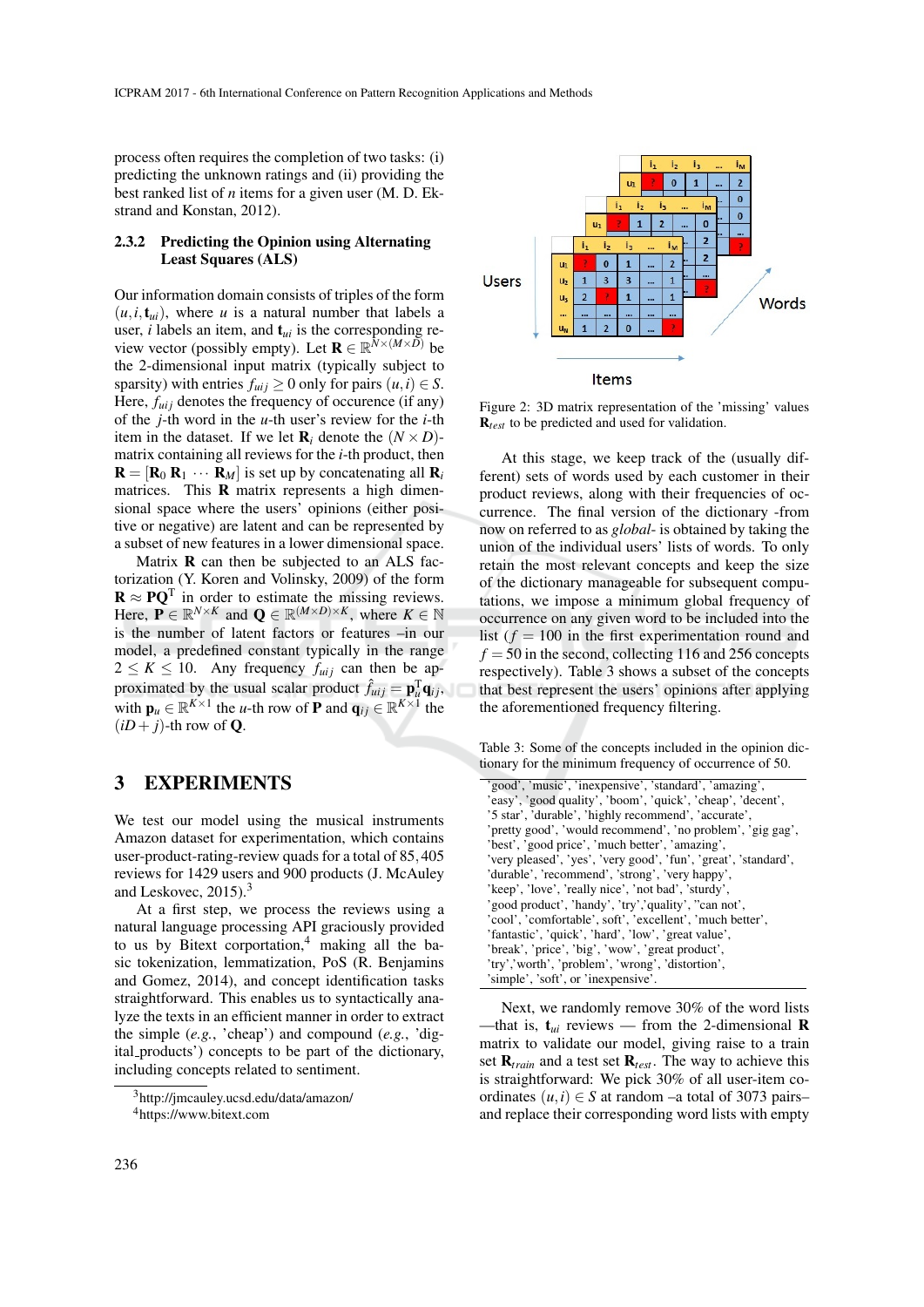process often requires the completion of two tasks: (i) predicting the unknown ratings and (ii) providing the best ranked list of $n$ items for a given user (M. D. Ekstrand and Konstan, 2012).

### 2.3.2 Predicting the Opinion using Alternating Least Squares (ALS)

Our information domain consists of triples of the form $(u, i, \mathbf{t}_{ui})$, where $u$ is a natural number that labels a user, $i$ labels an item, and $\mathbf{t}_{ui}$ is the corresponding review vector (possibly empty). Let $\mathbf{R} \in \mathbb{R}^{N \times (M \times D)}$ be the 2-dimensional input matrix (typically subject to sparsity) with entries $f_{uij} \geq 0$ only for pairs $(u, i) \in S$. Here, $f_{uij}$ denotes the frequency of occurence (if any) of the $j$-th word in the $u$-th user's review for the $i$-th item in the dataset. If we let $\mathbf{R}_i$ denote the $(N \times D)$-matrix containing all reviews for the $i$-th product, then $\mathbf{R} = [\mathbf{R}_0\ \mathbf{R}_1\ \cdots\ \mathbf{R}_M]$ is set up by concatenating all $\mathbf{R}_i$ matrices. This $\mathbf{R}$ matrix represents a high dimensional space where the users' opinions (either positive or negative) are latent and can be represented by a subset of new features in a lower dimensional space.

Matrix $\mathbf{R}$ can then be subjected to an ALS factorization (Y. Koren and Volinsky, 2009) of the form $\mathbf{R} \approx \mathbf{P}\mathbf{Q}^{\mathrm{T}}$ in order to estimate the missing reviews. Here, $\mathbf{P} \in \mathbb{R}^{N \times K}$ and $\mathbf{Q} \in \mathbb{R}^{(M \times D) \times K}$, where $K \in \mathbb{N}$ is the number of latent factors or features –in our model, a predefined constant typically in the range $2 \leq K \leq 10$. Any frequency $f_{uij}$ can then be approximated by the usual scalar product $\hat{f}_{uij} = \mathbf{p}_u^{\mathrm{T}} \mathbf{q}_{ij}$, with $\mathbf{p}_u \in \mathbb{R}^{K \times 1}$ the $u$-th row of $\mathbf{P}$ and $\mathbf{q}_{ij} \in \mathbb{R}^{K \times 1}$ the $(iD + j)$-th row of $\mathbf{Q}$.

## 3 EXPERIMENTS

We test our model using the musical instruments Amazon dataset for experimentation, which contains user-product-rating-review quads for a total of 85,405 reviews for 1429 users and 900 products (J. McAuley and Leskovec, 2015).[3]

At a first step, we process the reviews using a natural language processing API graciously provided to us by Bitext corportation,[4] making all the basic tokenization, lemmatization, PoS (R. Benjamins and Gomez, 2014), and concept identification tasks straightforward. This enables us to syntactically analyze the texts in an efficient manner in order to extract the simple (*e.g.*, 'cheap') and compound (*e.g.*, 'digital_products') concepts to be part of the dictionary, including concepts related to sentiment.

[3] http://jmcauley.ucsd.edu/data/amazon/

[4] https://www.bitext.com

Users

Items

Words

Figure 2: 3D matrix representation of the 'missing' values $\mathbf{R}_{test}$ to be predicted and used for validation.

At this stage, we keep track of the (usually different) sets of words used by each customer in their product reviews, along with their frequencies of occurrence. The final version of the dictionary -from now on referred to as *global*- is obtained by taking the union of the individual users' lists of words. To only retain the most relevant concepts and keep the size of the dictionary manageable for subsequent computations, we impose a minimum global frequency of occurrence on any given word to be included into the list ($f = 100$ in the first experimentation round and $f = 50$ in the second, collecting 116 and 256 concepts respectively). Table 3 shows a subset of the concepts that best represent the users' opinions after applying the aforementioned frequency filtering.

Table 3: Some of the concepts included in the opinion dictionary for the minimum frequency of occurrence of 50.

| |
|---|
| 'good', 'music', 'inexpensive', 'standard', 'amazing', 'easy', 'good quality', 'boom', 'quick', 'cheap', 'decent', '5 star', 'durable', 'highly recommend', 'accurate', 'pretty good', 'would recommend', 'no problem', 'gig gag', 'best', 'good price', 'much better', 'amazing', 'very pleased', 'yes', 'very good', 'fun', 'great', 'standard', 'durable', 'recommend', 'strong', 'very happy', 'keep', 'love', 'really nice', 'not bad', 'sturdy', 'good product', 'handy', 'try','quality', "can not', 'cool', 'comfortable', soft', 'excellent', 'much better', 'fantastic', 'quick', 'hard', 'low', 'great value', 'break', 'price', 'big', 'wow', 'great product', 'try','worth', 'problem', 'wrong', 'distortion', 'simple', 'soft', or 'inexpensive'. |

Next, we randomly remove 30% of the word lists —that is, $\mathbf{t}_{ui}$ reviews — from the 2-dimensional $\mathbf{R}$ matrix to validate our model, giving raise to a train set $\mathbf{R}_{train}$ and a test set $\mathbf{R}_{test}$. The way to achieve this is straightforward: We pick 30% of all user-item coordinates $(u, i) \in S$ at random –a total of 3073 pairs– and replace their corresponding word lists with empty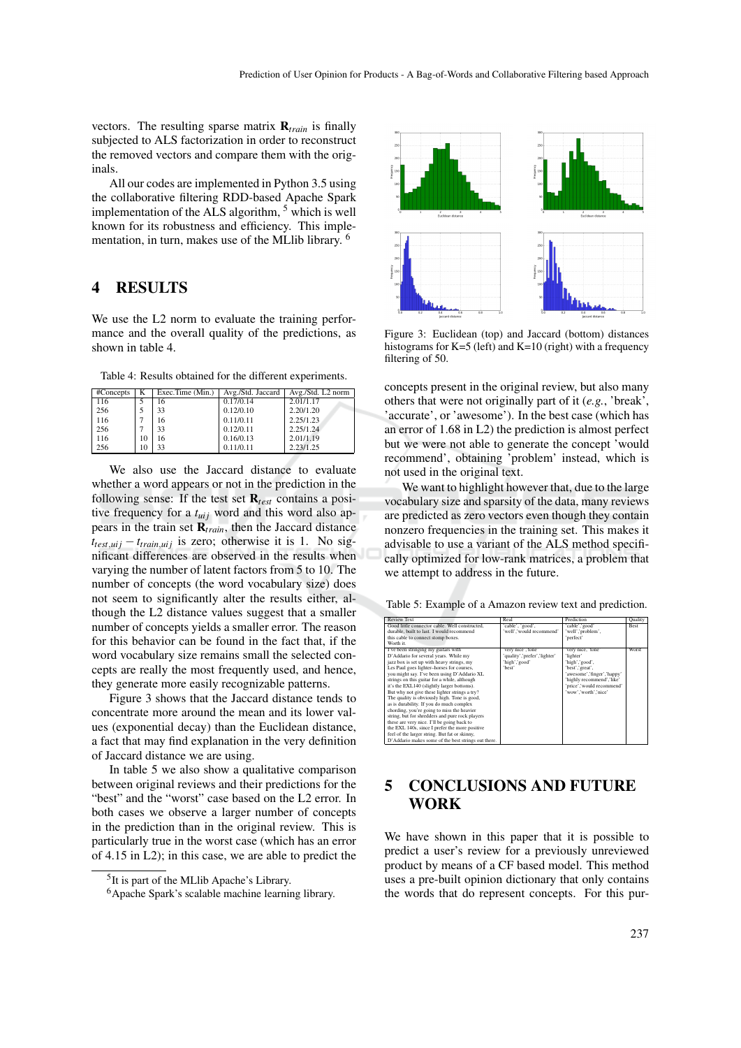vectors. The resulting sparse matrix $\mathbf{R}_{train}$ is finally subjected to ALS factorization in order to reconstruct the removed vectors and compare them with the originals.

All our codes are implemented in Python 3.5 using the collaborative filtering RDD-based Apache Spark implementation of the ALS algorithm, [5] which is well known for its robustness and efficiency. This implementation, in turn, makes use of the MLlib library. [6]

# 4 RESULTS

We use the L2 norm to evaluate the training performance and the overall quality of the predictions, as shown in table 4.

Table 4: Results obtained for the different experiments.

| #Concepts | K | Exec.Time (Min.) | Avg./Std. Jaccard | Avg./Std. L2 norm |
|---|---|---|---|---|
| 116 | 5 | 16 | 0.17/0.14 | 2.01/1.17 |
| 256 | 5 | 33 | 0.12/0.10 | 2.20/1.20 |
| 116 | 7 | 16 | 0.11/0.11 | 2.25/1.23 |
| 256 | 7 | 33 | 0.12/0.11 | 2.25/1.24 |
| 116 | 10 | 16 | 0.16/0.13 | 2.01/1.19 |
| 256 | 10 | 33 | 0.11/0.11 | 2.23/1.25 |

We also use the Jaccard distance to evaluate whether a word appears or not in the prediction in the following sense: If the test set $\mathbf{R}_{test}$ contains a positive frequency for a $t_{uij}$ word and this word also appears in the train set $\mathbf{R}_{train}$, then the Jaccard distance $t_{test,uij} - t_{train,uij}$ is zero; otherwise it is 1. No significant differences are observed in the results when varying the number of latent factors from 5 to 10. The number of concepts (the word vocabulary size) does not seem to significantly alter the results either, although the L2 distance values suggest that a smaller number of concepts yields a smaller error. The reason for this behavior can be found in the fact that, if the word vocabulary size remains small the selected concepts are really the most frequently used, and hence, they generate more easily recognizable patterns.

Figure 3 shows that the Jaccard distance tends to concentrate more around the mean and its lower values (exponential decay) than the Euclidean distance, a fact that may find explanation in the very definition of Jaccard distance we are using.

In table 5 we also show a qualitative comparison between original reviews and their predictions for the "best" and the "worst" case based on the L2 error. In both cases we observe a larger number of concepts in the prediction than in the original review. This is particularly true in the worst case (which has an error of 4.15 in L2); in this case, we are able to predict the concepts present in the original review, but also many others that were not originally part of it (*e.g.*, 'break', 'accurate', or 'awesome'). In the best case (which has an error of 1.68 in L2) the prediction is almost perfect but we were not able to generate the concept 'would recommend', obtaining 'problem' instead, which is not used in the original text.

We want to highlight however that, due to the large vocabulary size and sparsity of the data, many reviews are predicted as zero vectors even though they contain nonzero frequencies in the training set. This makes it advisable to use a variant of the ALS method specifically optimized for low-rank matrices, a problem that we attempt to address in the future.

Figure 3: Euclidean (top) and Jaccard (bottom) distances histograms for K=5 (left) and K=10 (right) with a frequency filtering of 50.

Table 5: Example of a Amazon review text and prediction.

| Review Text | Real | Prediction | Quality |
|---|---|---|---|
| Good little connector cable. Well constructed, durable, built to last. I would recommend this cable to connect stomp boxes. Worth it. | 'cable', 'good', 'well','would recommend' | 'cable','good' 'well','problem', 'perfect' | Best |
| I've been stringing my guitars with D'Addario for several years. While my jazz box is set up with heavy strings, my Les Paul goes lighter–horses for courses, you might say. I've been using D'Addario XL strings on this guitar for a while, although it's the EXL140 (slightly larger bottoms). But why not give these lighter strings a try? The quality is obviously high. Tone is good, as is durability. If you do much complex chording, you're going to miss the heavier string, but for shredders and pure rock players these are very nice. I'll be going back to the EXL 140s, since I prefer the more positive feel of the larger string. But fat or skinny, D'Addario makes some of the best strings out there. | 'very nice', 'tone' 'quality','prefer','lighter' 'high','good' 'best' | 'very nice', 'tone' 'lighter' 'high','good', 'best','great', 'awesome','finger','happy' 'highly recommend','like' 'price','would recommend' 'wow','worth','nice' | Worst |

# 5 CONCLUSIONS AND FUTURE WORK

We have shown in this paper that it is possible to predict a user's review for a previously unreviewed product by means of a CF based model. This method uses a pre-built opinion dictionary that only contains the words that do represent concepts. For this pur-

[5] It is part of the MLlib Apache's Library.

[6] Apache Spark's scalable machine learning library.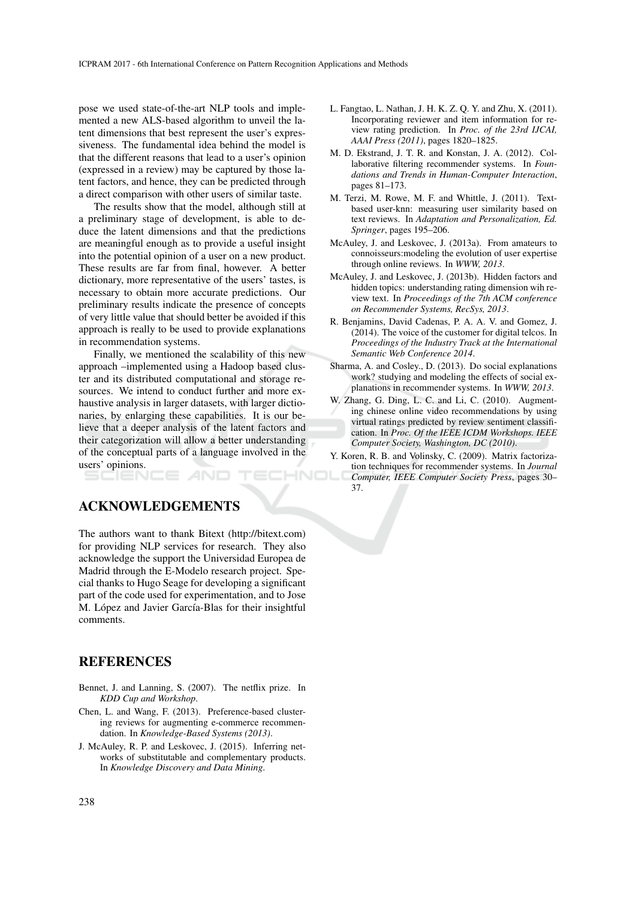pose we used state-of-the-art NLP tools and implemented a new ALS-based algorithm to unveil the latent dimensions that best represent the user's expressiveness. The fundamental idea behind the model is that the different reasons that lead to a user's opinion (expressed in a review) may be captured by those latent factors, and hence, they can be predicted through a direct comparison with other users of similar taste.

The results show that the model, although still at a preliminary stage of development, is able to deduce the latent dimensions and that the predictions are meaningful enough as to provide a useful insight into the potential opinion of a user on a new product. These results are far from final, however. A better dictionary, more representative of the users' tastes, is necessary to obtain more accurate predictions. Our preliminary results indicate the presence of concepts of very little value that should better be avoided if this approach is really to be used to provide explanations in recommendation systems.

Finally, we mentioned the scalability of this new approach –implemented using a Hadoop based cluster and its distributed computational and storage resources. We intend to conduct further and more exhaustive analysis in larger datasets, with larger dictionaries, by enlarging these capabilities. It is our believe that a deeper analysis of the latent factors and their categorization will allow a better understanding of the conceptual parts of a language involved in the users' opinions.

## ACKNOWLEDGEMENTS

The authors want to thank Bitext (http://bitext.com) for providing NLP services for research. They also acknowledge the support the Universidad Europea de Madrid through the E-Modelo research project. Special thanks to Hugo Seage for developing a significant part of the code used for experimentation, and to Jose M. López and Javier García-Blas for their insightful comments.

## REFERENCES

Bennet, J. and Lanning, S. (2007). The netflix prize. In *KDD Cup and Workshop*.

Chen, L. and Wang, F. (2013). Preference-based clustering reviews for augmenting e-commerce recommendation. In *Knowledge-Based Systems (2013)*.

J. McAuley, R. P. and Leskovec, J. (2015). Inferring networks of substitutable and complementary products. In *Knowledge Discovery and Data Mining*.

L. Fangtao, L. Nathan, J. H. K. Z. Q. Y. and Zhu, X. (2011). Incorporating reviewer and item information for review rating prediction. In *Proc. of the 23rd IJCAI, AAAI Press (2011)*, pages 1820–1825.

M. D. Ekstrand, J. T. R. and Konstan, J. A. (2012). Collaborative filtering recommender systems. In *Foundations and Trends in Human-Computer Interaction*, pages 81–173.

M. Terzi, M. Rowe, M. F. and Whittle, J. (2011). Text-based user-knn: measuring user similarity based on text reviews. In *Adaptation and Personalization, Ed. Springer*, pages 195–206.

McAuley, J. and Leskovec, J. (2013a). From amateurs to connoisseurs:modeling the evolution of user expertise through online reviews. In *WWW, 2013*.

McAuley, J. and Leskovec, J. (2013b). Hidden factors and hidden topics: understanding rating dimension wih review text. In *Proceedings of the 7th ACM conference on Recommender Systems, RecSys, 2013*.

R. Benjamins, David Cadenas, P. A. A. V. and Gomez, J. (2014). The voice of the customer for digital telcos. In *Proceedings of the Industry Track at the International Semantic Web Conference 2014*.

Sharma, A. and Cosley., D. (2013). Do social explanations work? studying and modeling the effects of social explanations in recommender systems. In *WWW, 2013*.

W. Zhang, G. Ding, L. C. and Li, C. (2010). Augmenting chinese online video recommendations by using virtual ratings predicted by review sentiment classification. In *Proc. Of the IEEE ICDM Workshops. IEEE Computer Society, Washington, DC (2010)*.

Y. Koren, R. B. and Volinsky, C. (2009). Matrix factorization techniques for recommender systems. In *Journal Computer, IEEE Computer Society Press*, pages 30–37.